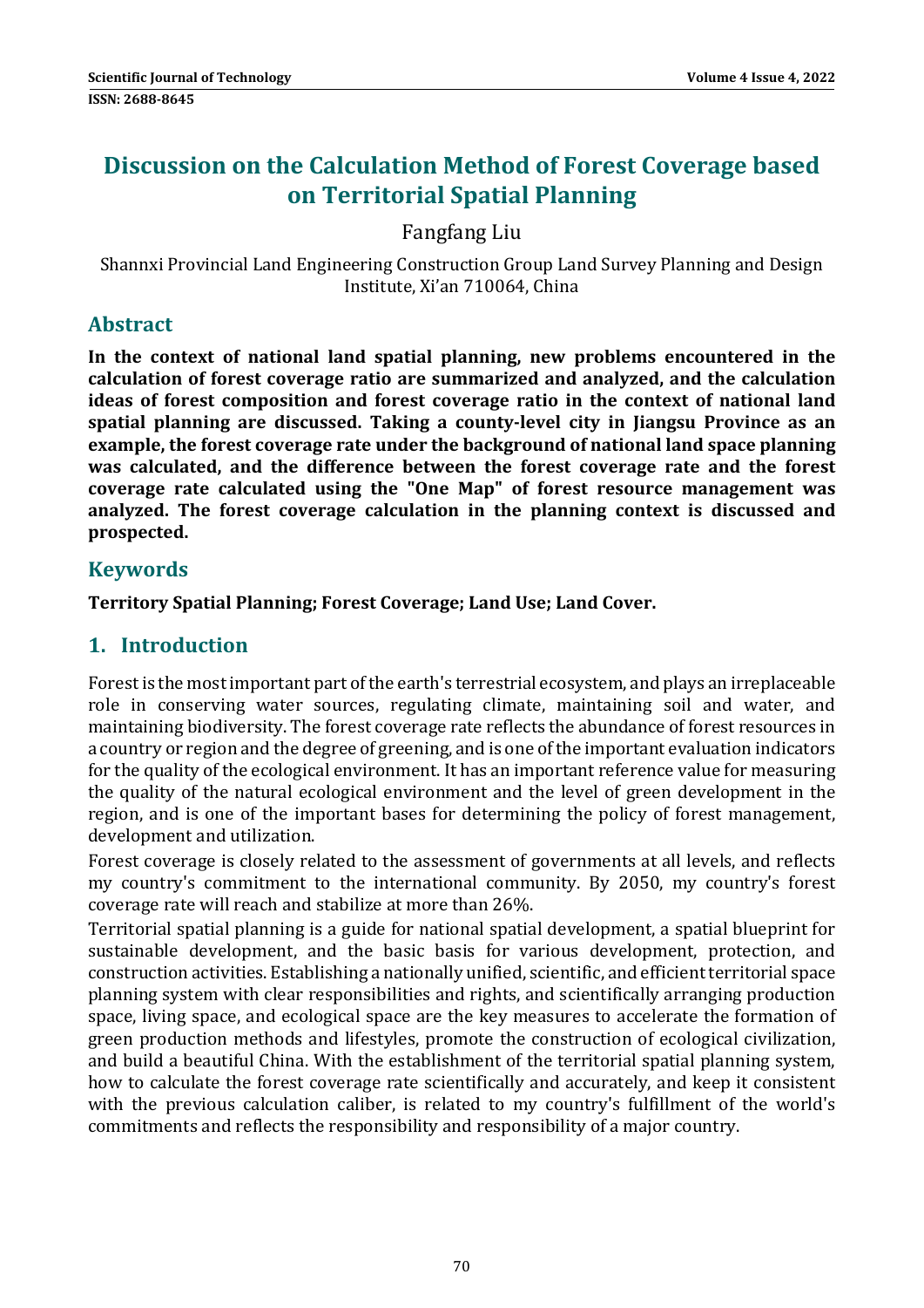# Discussion on the Calculation Method of Forest Coverage based on Territorial Spatial Planning

Fangfang Liu

Shannxi Provincial Land Engineering Construction Group Land Survey Planning and Design Institute, Xi'an 710064, China

## Abstract

**In the context of national land spatial planning, new problems encountered in the calculation of forest coverage ratio are summarized and analyzed, and the calculation ideas of forest composition and forest coverage ratio in the context of national land spatial planning are discussed. Taking a county-level city in Jiangsu Province as an example, the forest coverage rate under the background of national land space planning was calculated, and the difference between the forest coverage rate and the forest coverage rate calculated using the "One Map" of forest resource management was analyzed. The forest coverage calculation in the planning context is discussed and prospected.**

## Keywords

**Territory Spatial Planning; Forest Coverage; Land Use; Land Cover.**

## 1. Introduction

Forest is the most important part of the earth's terrestrial ecosystem, and plays an irreplaceable role in conserving water sources, regulating climate, maintaining soil and water, and maintaining biodiversity. The forest coverage rate reflects the abundance of forest resources in a country or region and the degree of greening, and is one of the important evaluation indicators for the quality of the ecological environment. It has an important reference value for measuring the quality of the natural ecological environment and the level of green development in the region, and is one of the important bases for determining the policy of forest management, development and utilization.

Forest coverage is closely related to the assessment of governments at all levels, and reflects my country's commitment to the international community. By 2050, my country's forest coverage rate will reach and stabilize at more than 26%.

Territorial spatial planning is a guide for national spatial development, a spatial blueprint for sustainable development, and the basic basis for various development, protection, and construction activities. Establishing a nationally unified, scientific, and efficient territorial space planning system with clear responsibilities and rights, and scientifically arranging production space, living space, and ecological space are the key measures to accelerate the formation of green production methods and lifestyles, promote the construction of ecological civilization, and build a beautiful China. With the establishment of the territorial spatial planning system, how to calculate the forest coverage rate scientifically and accurately, and keep it consistent with the previous calculation caliber, is related to my country's fulfillment of the world's commitments and reflects the responsibility and responsibility of a major country.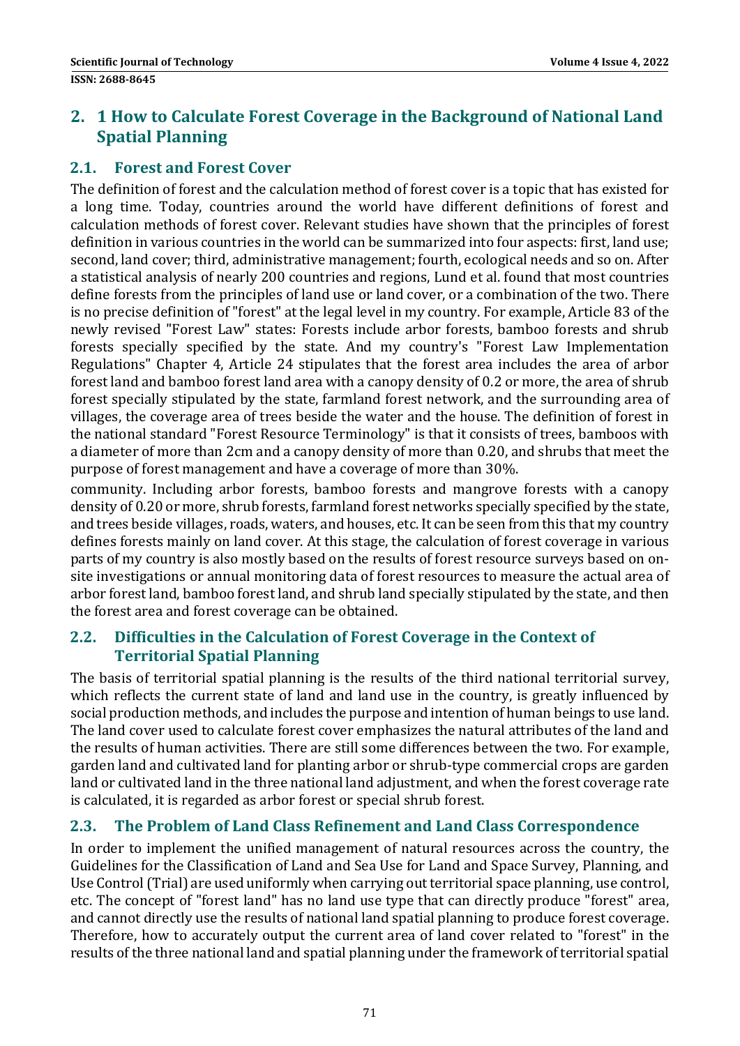## 2. 1 How to Calculate Forest Coverage in the Background of National Land Spatial Planning

### 2.1. Forest and Forest Cover

The definition of forest and the calculation method of forest cover is a topic that has existed for a long time. Today, countries around the world have different definitions of forest and calculation methods of forest cover. Relevant studies have shown that the principles of forest definition in various countries in the world can be summarized into four aspects: first, land use; second, land cover; third, administrative management; fourth, ecological needs and so on. After a statistical analysis of nearly 200 countries and regions, Lund et al. found that most countries define forests from the principles of land use or land cover, or a combination of the two. There is no precise definition of "forest" at the legal level in my country. For example, Article 83 of the newly revised "Forest Law" states: Forests include arbor forests, bamboo forests and shrub forests specially specified by the state. And my country's "Forest Law Implementation Regulations" Chapter 4, Article 24 stipulates that the forest area includes the area of arbor forest land and bamboo forest land area with a canopy density of 0.2 or more, the area of shrub forest specially stipulated by the state, farmland forest network, and the surrounding area of villages, the coverage area of trees beside the water and the house. The definition of forest in the national standard "Forest Resource Terminology" is that it consists of trees, bamboos with a diameter of more than 2cm and a canopy density of more than 0.20, and shrubs that meet the purpose of forest management and have a coverage of more than 30%.

community. Including arbor forests, bamboo forests and mangrove forests with a canopy density of 0.20 or more, shrub forests, farmland forest networks specially specified by the state, and trees beside villages, roads, waters, and houses, etc. It can be seen from this that my country defines forests mainly on land cover. At this stage, the calculation of forest coverage in various parts of my country is also mostly based on the results of forest resource surveys based on on-site investigations or annual monitoring data of forest resources to measure the actual area of arbor forest land, bamboo forest land, and shrub land specially stipulated by the state, and then the forest area and forest coverage can be obtained.

### 2.2. Difficulties in the Calculation of Forest Coverage in the Context of Territorial Spatial Planning

The basis of territorial spatial planning is the results of the third national territorial survey, which reflects the current state of land and land use in the country, is greatly influenced by social production methods, and includes the purpose and intention of human beings to use land. The land cover used to calculate forest cover emphasizes the natural attributes of the land and the results of human activities. There are still some differences between the two. For example, garden land and cultivated land for planting arbor or shrub-type commercial crops are garden land or cultivated land in the three national land adjustment, and when the forest coverage rate is calculated, it is regarded as arbor forest or special shrub forest.

### 2.3. The Problem of Land Class Refinement and Land Class Correspondence

In order to implement the unified management of natural resources across the country, the Guidelines for the Classification of Land and Sea Use for Land and Space Survey, Planning, and Use Control (Trial) are used uniformly when carrying out territorial space planning, use control, etc. The concept of "forest land" has no land use type that can directly produce "forest" area, and cannot directly use the results of national land spatial planning to produce forest coverage. Therefore, how to accurately output the current area of land cover related to "forest" in the results of the three national land and spatial planning under the framework of territorial spatial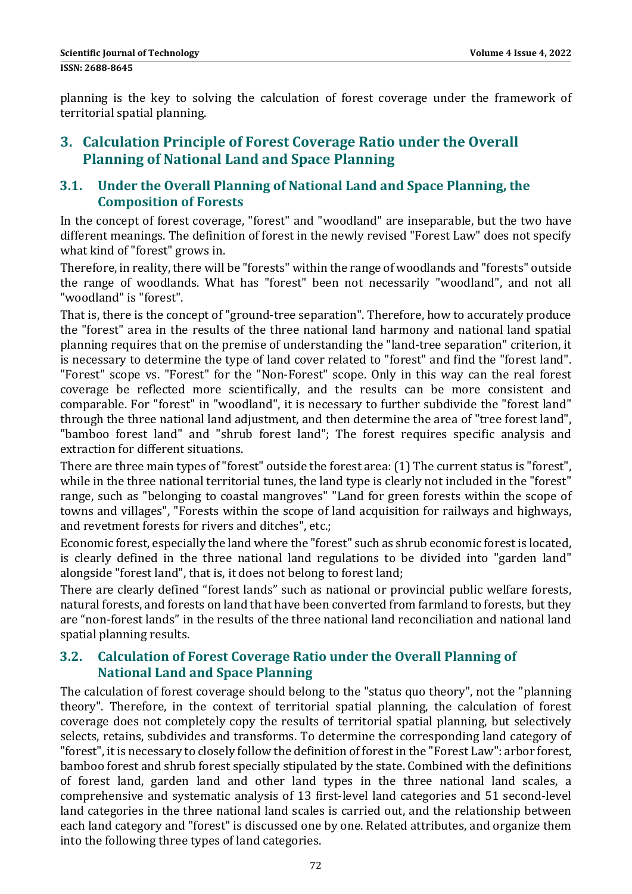planning is the key to solving the calculation of forest coverage under the framework of territorial spatial planning.

## 3. Calculation Principle of Forest Coverage Ratio under the Overall Planning of National Land and Space Planning

### 3.1. Under the Overall Planning of National Land and Space Planning, the Composition of Forests

In the concept of forest coverage, "forest" and "woodland" are inseparable, but the two have different meanings. The definition of forest in the newly revised "Forest Law" does not specify what kind of "forest" grows in.

Therefore, in reality, there will be "forests" within the range of woodlands and "forests" outside the range of woodlands. What has "forest" been not necessarily "woodland", and not all "woodland" is "forest".

That is, there is the concept of "ground-tree separation". Therefore, how to accurately produce the "forest" area in the results of the three national land harmony and national land spatial planning requires that on the premise of understanding the "land-tree separation" criterion, it is necessary to determine the type of land cover related to "forest" and find the "forest land". "Forest" scope vs. "Forest" for the "Non-Forest" scope. Only in this way can the real forest coverage be reflected more scientifically, and the results can be more consistent and comparable. For "forest" in "woodland", it is necessary to further subdivide the "forest land" through the three national land adjustment, and then determine the area of "tree forest land", "bamboo forest land" and "shrub forest land"; The forest requires specific analysis and extraction for different situations.

There are three main types of "forest" outside the forest area: (1) The current status is "forest", while in the three national territorial tunes, the land type is clearly not included in the "forest" range, such as "belonging to coastal mangroves" "Land for green forests within the scope of towns and villages", "Forests within the scope of land acquisition for railways and highways, and revetment forests for rivers and ditches", etc.;

Economic forest, especially the land where the "forest" such as shrub economic forest is located, is clearly defined in the three national land regulations to be divided into "garden land" alongside "forest land", that is, it does not belong to forest land;

There are clearly defined “forest lands” such as national or provincial public welfare forests, natural forests, and forests on land that have been converted from farmland to forests, but they are “non-forest lands” in the results of the three national land reconciliation and national land spatial planning results.

### 3.2. Calculation of Forest Coverage Ratio under the Overall Planning of National Land and Space Planning

The calculation of forest coverage should belong to the "status quo theory", not the "planning theory". Therefore, in the context of territorial spatial planning, the calculation of forest coverage does not completely copy the results of territorial spatial planning, but selectively selects, retains, subdivides and transforms. To determine the corresponding land category of "forest", it is necessary to closely follow the definition of forest in the "Forest Law": arbor forest, bamboo forest and shrub forest specially stipulated by the state. Combined with the definitions of forest land, garden land and other land types in the three national land scales, a comprehensive and systematic analysis of 13 first-level land categories and 51 second-level land categories in the three national land scales is carried out, and the relationship between each land category and "forest" is discussed one by one. Related attributes, and organize them into the following three types of land categories.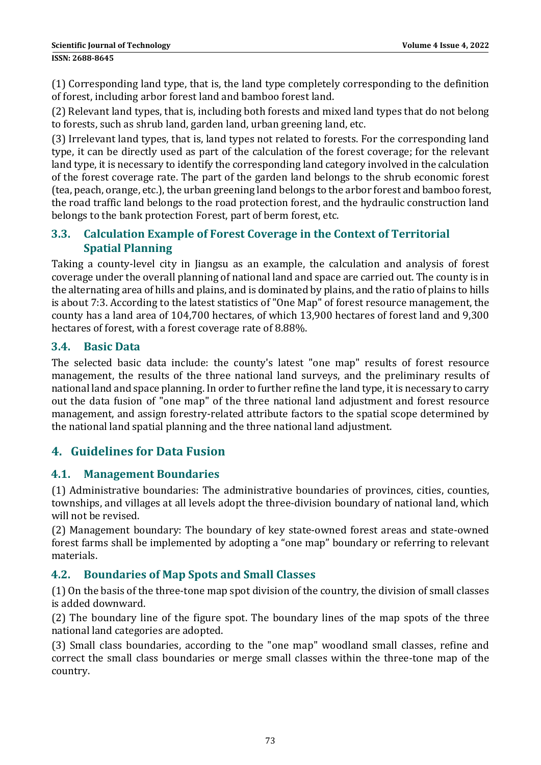(1) Corresponding land type, that is, the land type completely corresponding to the definition of forest, including arbor forest land and bamboo forest land.

(2) Relevant land types, that is, including both forests and mixed land types that do not belong to forests, such as shrub land, garden land, urban greening land, etc.

(3) Irrelevant land types, that is, land types not related to forests. For the corresponding land type, it can be directly used as part of the calculation of the forest coverage; for the relevant land type, it is necessary to identify the corresponding land category involved in the calculation of the forest coverage rate. The part of the garden land belongs to the shrub economic forest (tea, peach, orange, etc.), the urban greening land belongs to the arbor forest and bamboo forest, the road traffic land belongs to the road protection forest, and the hydraulic construction land belongs to the bank protection Forest, part of berm forest, etc.

### 3.3. Calculation Example of Forest Coverage in the Context of Territorial Spatial Planning

Taking a county-level city in Jiangsu as an example, the calculation and analysis of forest coverage under the overall planning of national land and space are carried out. The county is in the alternating area of hills and plains, and is dominated by plains, and the ratio of plains to hills is about 7:3. According to the latest statistics of "One Map" of forest resource management, the county has a land area of 104,700 hectares, of which 13,900 hectares of forest land and 9,300 hectares of forest, with a forest coverage rate of 8.88%.

### 3.4. Basic Data

The selected basic data include: the county's latest "one map" results of forest resource management, the results of the three national land surveys, and the preliminary results of national land and space planning. In order to further refine the land type, it is necessary to carry out the data fusion of "one map" of the three national land adjustment and forest resource management, and assign forestry-related attribute factors to the spatial scope determined by the national land spatial planning and the three national land adjustment.

## 4. Guidelines for Data Fusion

### 4.1. Management Boundaries

(1) Administrative boundaries: The administrative boundaries of provinces, cities, counties, townships, and villages at all levels adopt the three-division boundary of national land, which will not be revised.

(2) Management boundary: The boundary of key state-owned forest areas and state-owned forest farms shall be implemented by adopting a "one map" boundary or referring to relevant materials.

### 4.2. Boundaries of Map Spots and Small Classes

(1) On the basis of the three-tone map spot division of the country, the division of small classes is added downward.

(2) The boundary line of the figure spot. The boundary lines of the map spots of the three national land categories are adopted.

(3) Small class boundaries, according to the "one map" woodland small classes, refine and correct the small class boundaries or merge small classes within the three-tone map of the country.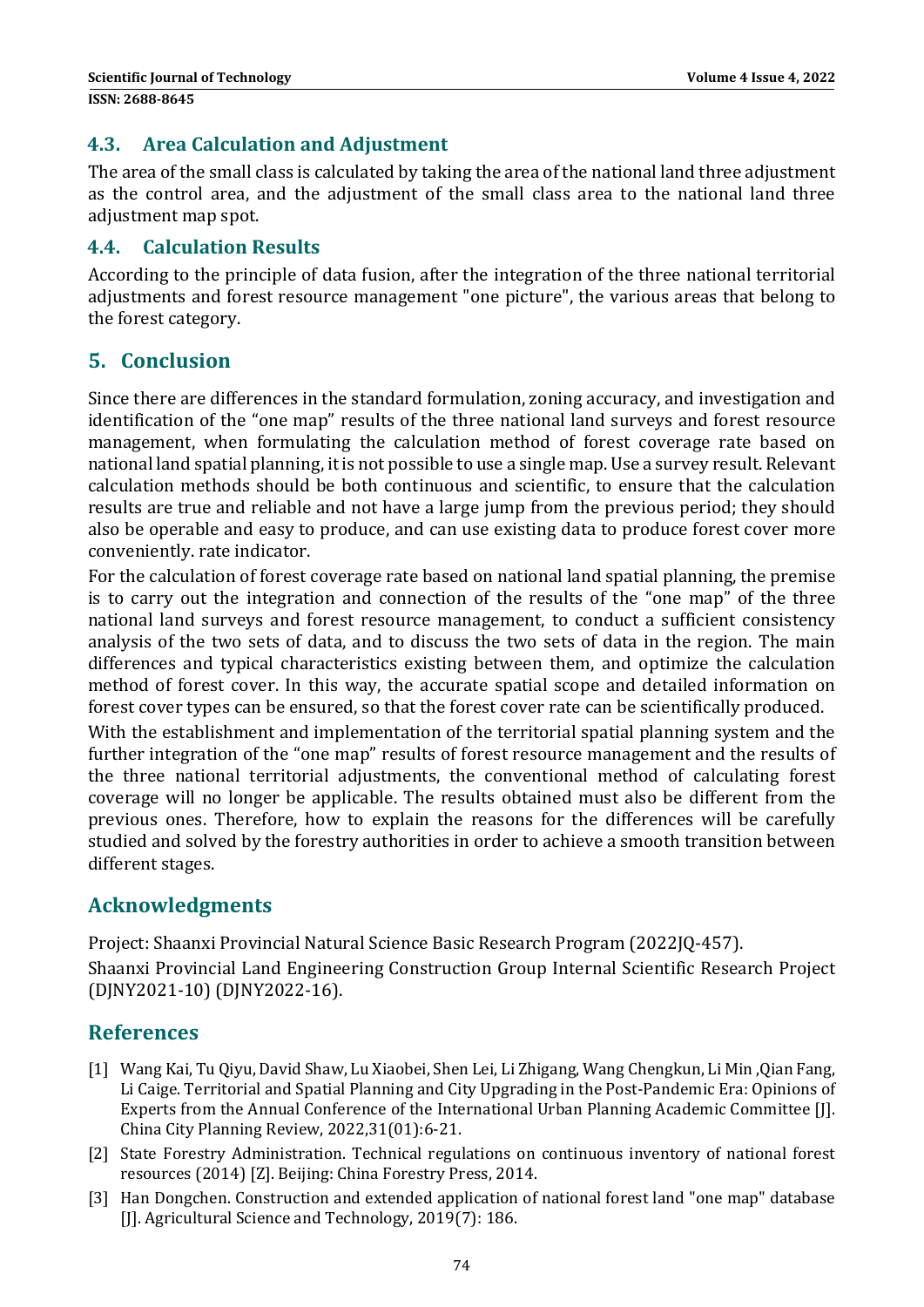### 4.3. Area Calculation and Adjustment

The area of the small class is calculated by taking the area of the national land three adjustment as the control area, and the adjustment of the small class area to the national land three adjustment map spot.

### 4.4. Calculation Results

According to the principle of data fusion, after the integration of the three national territorial adjustments and forest resource management "one picture", the various areas that belong to the forest category.

## 5. Conclusion

Since there are differences in the standard formulation, zoning accuracy, and investigation and identification of the "one map" results of the three national land surveys and forest resource management, when formulating the calculation method of forest coverage rate based on national land spatial planning, it is not possible to use a single map. Use a survey result. Relevant calculation methods should be both continuous and scientific, to ensure that the calculation results are true and reliable and not have a large jump from the previous period; they should also be operable and easy to produce, and can use existing data to produce forest cover more conveniently. rate indicator.

For the calculation of forest coverage rate based on national land spatial planning, the premise is to carry out the integration and connection of the results of the "one map" of the three national land surveys and forest resource management, to conduct a sufficient consistency analysis of the two sets of data, and to discuss the two sets of data in the region. The main differences and typical characteristics existing between them, and optimize the calculation method of forest cover. In this way, the accurate spatial scope and detailed information on forest cover types can be ensured, so that the forest cover rate can be scientifically produced.

With the establishment and implementation of the territorial spatial planning system and the further integration of the "one map" results of forest resource management and the results of the three national territorial adjustments, the conventional method of calculating forest coverage will no longer be applicable. The results obtained must also be different from the previous ones. Therefore, how to explain the reasons for the differences will be carefully studied and solved by the forestry authorities in order to achieve a smooth transition between different stages.

## Acknowledgments

Project: Shaanxi Provincial Natural Science Basic Research Program (2022JQ-457).

Shaanxi Provincial Land Engineering Construction Group Internal Scientific Research Project (DJNY2021-10) (DJNY2022-16).

## References

[1] Wang Kai, Tu Qiyu, David Shaw, Lu Xiaobei, Shen Lei, Li Zhigang, Wang Chengkun, Li Min ,Qian Fang, Li Caige. Territorial and Spatial Planning and City Upgrading in the Post-Pandemic Era: Opinions of Experts from the Annual Conference of the International Urban Planning Academic Committee [J]. China City Planning Review, 2022,31(01):6-21.

[2] State Forestry Administration. Technical regulations on continuous inventory of national forest resources (2014) [Z]. Beijing: China Forestry Press, 2014.

[3] Han Dongchen. Construction and extended application of national forest land "one map" database [J]. Agricultural Science and Technology, 2019(7): 186.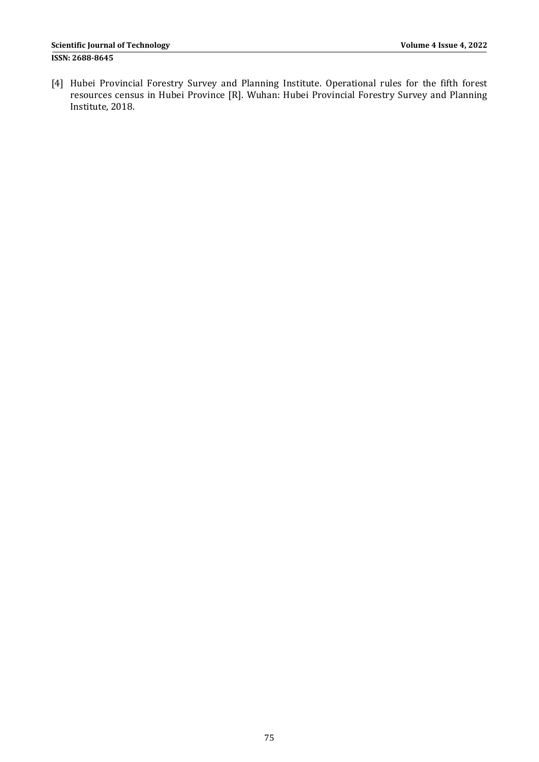[4] Hubei Provincial Forestry Survey and Planning Institute. Operational rules for the fifth forest resources census in Hubei Province [R]. Wuhan: Hubei Provincial Forestry Survey and Planning Institute, 2018.